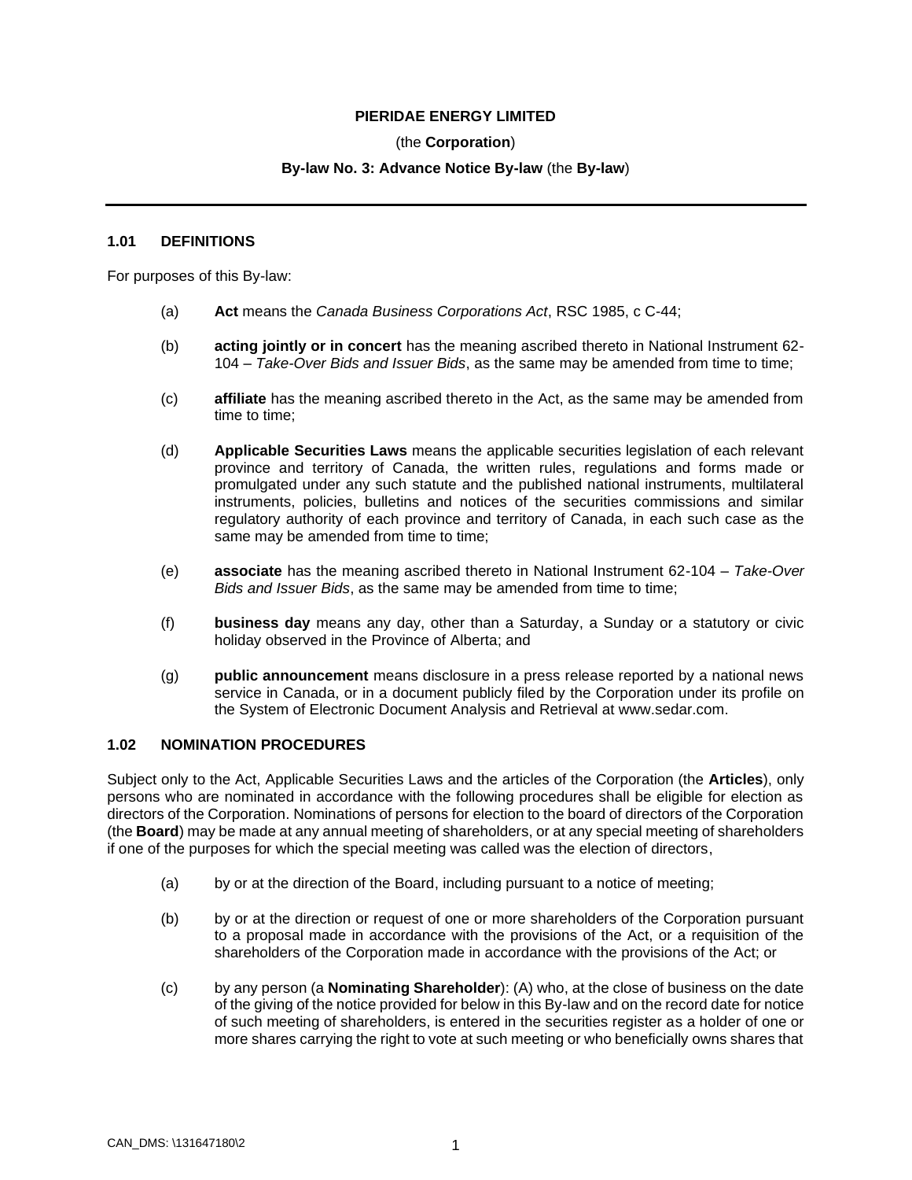**PIERIDAE ENERGY LIMITED**

(the **Corporation**)

**By-law No. 3: Advance Notice By-law** (the **By-law**)

---

### 1.01 DEFINITIONS

For purposes of this By-law:

(a) **Act** means the *Canada Business Corporations Act*, RSC 1985, c C-44;

(b) **acting jointly or in concert** has the meaning ascribed thereto in National Instrument 62-104 – *Take-Over Bids and Issuer Bids*, as the same may be amended from time to time;

(c) **affiliate** has the meaning ascribed thereto in the Act, as the same may be amended from time to time;

(d) **Applicable Securities Laws** means the applicable securities legislation of each relevant province and territory of Canada, the written rules, regulations and forms made or promulgated under any such statute and the published national instruments, multilateral instruments, policies, bulletins and notices of the securities commissions and similar regulatory authority of each province and territory of Canada, in each such case as the same may be amended from time to time;

(e) **associate** has the meaning ascribed thereto in National Instrument 62-104 – *Take-Over Bids and Issuer Bids*, as the same may be amended from time to time;

(f) **business day** means any day, other than a Saturday, a Sunday or a statutory or civic holiday observed in the Province of Alberta; and

(g) **public announcement** means disclosure in a press release reported by a national news service in Canada, or in a document publicly filed by the Corporation under its profile on the System of Electronic Document Analysis and Retrieval at www.sedar.com.

### 1.02 NOMINATION PROCEDURES

Subject only to the Act, Applicable Securities Laws and the articles of the Corporation (the **Articles**), only persons who are nominated in accordance with the following procedures shall be eligible for election as directors of the Corporation. Nominations of persons for election to the board of directors of the Corporation (the **Board**) may be made at any annual meeting of shareholders, or at any special meeting of shareholders if one of the purposes for which the special meeting was called was the election of directors,

(a) by or at the direction of the Board, including pursuant to a notice of meeting;

(b) by or at the direction or request of one or more shareholders of the Corporation pursuant to a proposal made in accordance with the provisions of the Act, or a requisition of the shareholders of the Corporation made in accordance with the provisions of the Act; or

(c) by any person (a **Nominating Shareholder**): (A) who, at the close of business on the date of the giving of the notice provided for below in this By-law and on the record date for notice of such meeting of shareholders, is entered in the securities register as a holder of one or more shares carrying the right to vote at such meeting or who beneficially owns shares that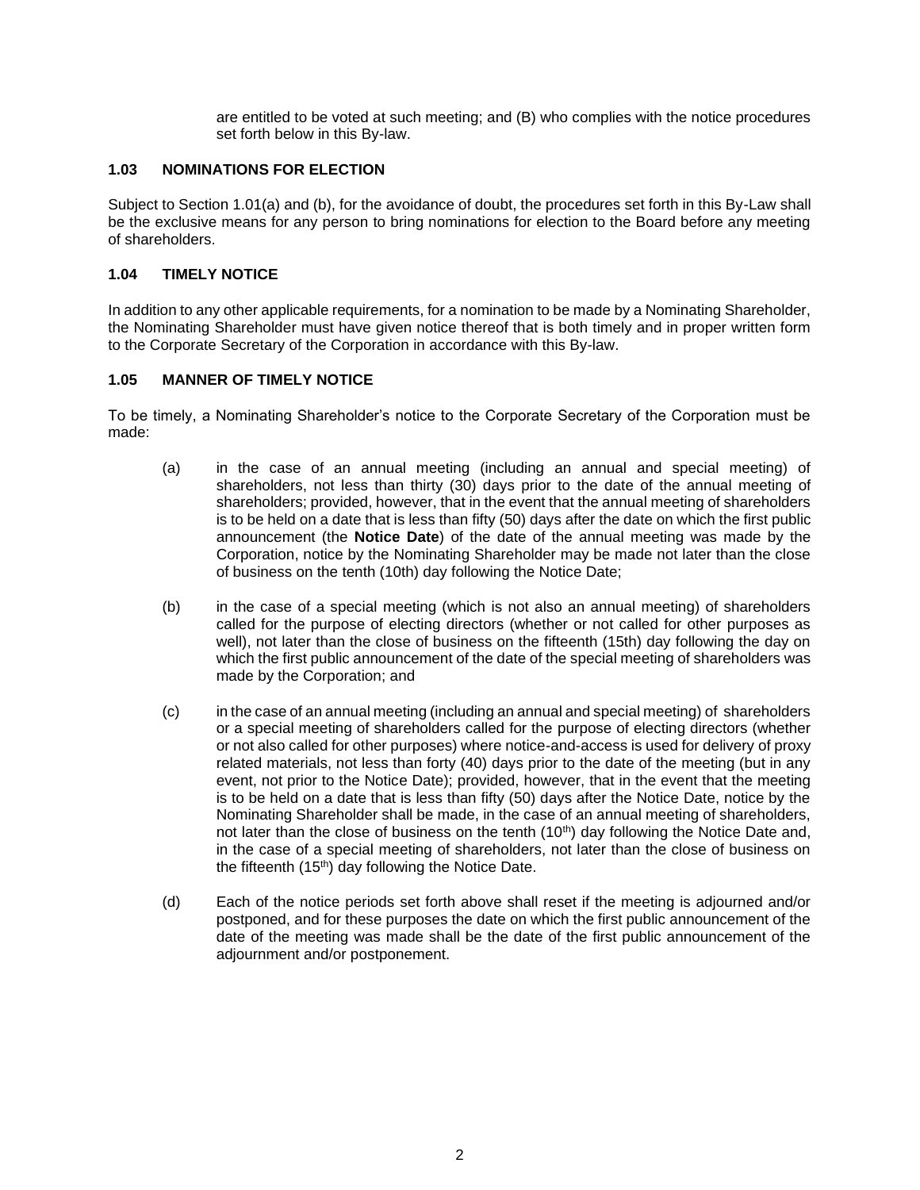are entitled to be voted at such meeting; and (B) who complies with the notice procedures set forth below in this By-law.

### 1.03 NOMINATIONS FOR ELECTION

Subject to Section 1.01(a) and (b), for the avoidance of doubt, the procedures set forth in this By-Law shall be the exclusive means for any person to bring nominations for election to the Board before any meeting of shareholders.

### 1.04 TIMELY NOTICE

In addition to any other applicable requirements, for a nomination to be made by a Nominating Shareholder, the Nominating Shareholder must have given notice thereof that is both timely and in proper written form to the Corporate Secretary of the Corporation in accordance with this By-law.

### 1.05 MANNER OF TIMELY NOTICE

To be timely, a Nominating Shareholder's notice to the Corporate Secretary of the Corporation must be made:

(a) in the case of an annual meeting (including an annual and special meeting) of shareholders, not less than thirty (30) days prior to the date of the annual meeting of shareholders; provided, however, that in the event that the annual meeting of shareholders is to be held on a date that is less than fifty (50) days after the date on which the first public announcement (the **Notice Date**) of the date of the annual meeting was made by the Corporation, notice by the Nominating Shareholder may be made not later than the close of business on the tenth (10th) day following the Notice Date;

(b) in the case of a special meeting (which is not also an annual meeting) of shareholders called for the purpose of electing directors (whether or not called for other purposes as well), not later than the close of business on the fifteenth (15th) day following the day on which the first public announcement of the date of the special meeting of shareholders was made by the Corporation; and

(c) in the case of an annual meeting (including an annual and special meeting) of shareholders or a special meeting of shareholders called for the purpose of electing directors (whether or not also called for other purposes) where notice-and-access is used for delivery of proxy related materials, not less than forty (40) days prior to the date of the meeting (but in any event, not prior to the Notice Date); provided, however, that in the event that the meeting is to be held on a date that is less than fifty (50) days after the Notice Date, notice by the Nominating Shareholder shall be made, in the case of an annual meeting of shareholders, not later than the close of business on the tenth (10th) day following the Notice Date and, in the case of a special meeting of shareholders, not later than the close of business on the fifteenth (15th) day following the Notice Date.

(d) Each of the notice periods set forth above shall reset if the meeting is adjourned and/or postponed, and for these purposes the date on which the first public announcement of the date of the meeting was made shall be the date of the first public announcement of the adjournment and/or postponement.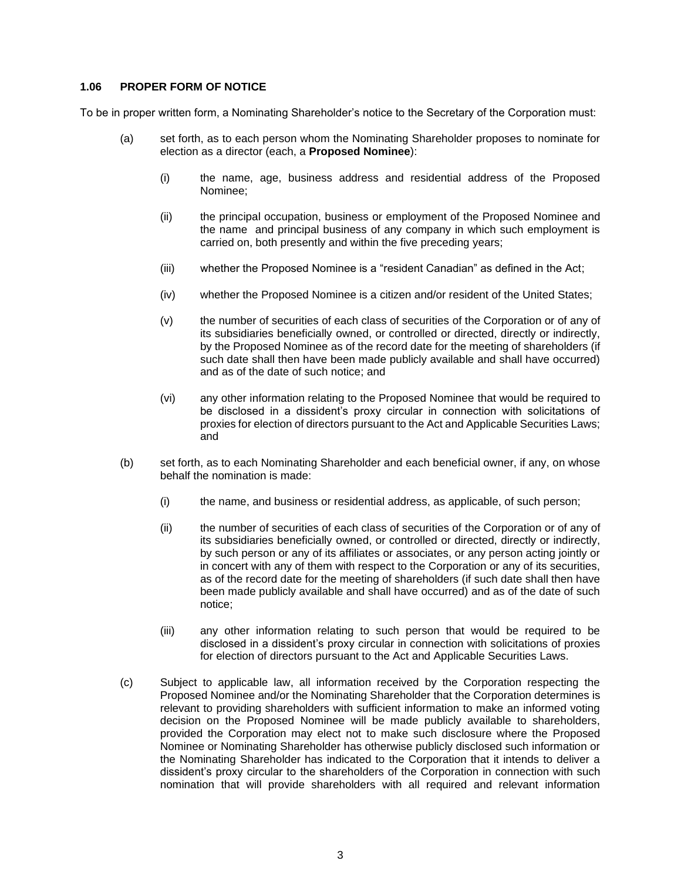### 1.06 PROPER FORM OF NOTICE

To be in proper written form, a Nominating Shareholder's notice to the Secretary of the Corporation must:

(a) set forth, as to each person whom the Nominating Shareholder proposes to nominate for election as a director (each, a **Proposed Nominee**):

   (i) the name, age, business address and residential address of the Proposed Nominee;

   (ii) the principal occupation, business or employment of the Proposed Nominee and the name and principal business of any company in which such employment is carried on, both presently and within the five preceding years;

   (iii) whether the Proposed Nominee is a "resident Canadian" as defined in the Act;

   (iv) whether the Proposed Nominee is a citizen and/or resident of the United States;

   (v) the number of securities of each class of securities of the Corporation or of any of its subsidiaries beneficially owned, or controlled or directed, directly or indirectly, by the Proposed Nominee as of the record date for the meeting of shareholders (if such date shall then have been made publicly available and shall have occurred) and as of the date of such notice; and

   (vi) any other information relating to the Proposed Nominee that would be required to be disclosed in a dissident's proxy circular in connection with solicitations of proxies for election of directors pursuant to the Act and Applicable Securities Laws; and

(b) set forth, as to each Nominating Shareholder and each beneficial owner, if any, on whose behalf the nomination is made:

   (i) the name, and business or residential address, as applicable, of such person;

   (ii) the number of securities of each class of securities of the Corporation or of any of its subsidiaries beneficially owned, or controlled or directed, directly or indirectly, by such person or any of its affiliates or associates, or any person acting jointly or in concert with any of them with respect to the Corporation or any of its securities, as of the record date for the meeting of shareholders (if such date shall then have been made publicly available and shall have occurred) and as of the date of such notice;

   (iii) any other information relating to such person that would be required to be disclosed in a dissident's proxy circular in connection with solicitations of proxies for election of directors pursuant to the Act and Applicable Securities Laws.

(c) Subject to applicable law, all information received by the Corporation respecting the Proposed Nominee and/or the Nominating Shareholder that the Corporation determines is relevant to providing shareholders with sufficient information to make an informed voting decision on the Proposed Nominee will be made publicly available to shareholders, provided the Corporation may elect not to make such disclosure where the Proposed Nominee or Nominating Shareholder has otherwise publicly disclosed such information or the Nominating Shareholder has indicated to the Corporation that it intends to deliver a dissident's proxy circular to the shareholders of the Corporation in connection with such nomination that will provide shareholders with all required and relevant information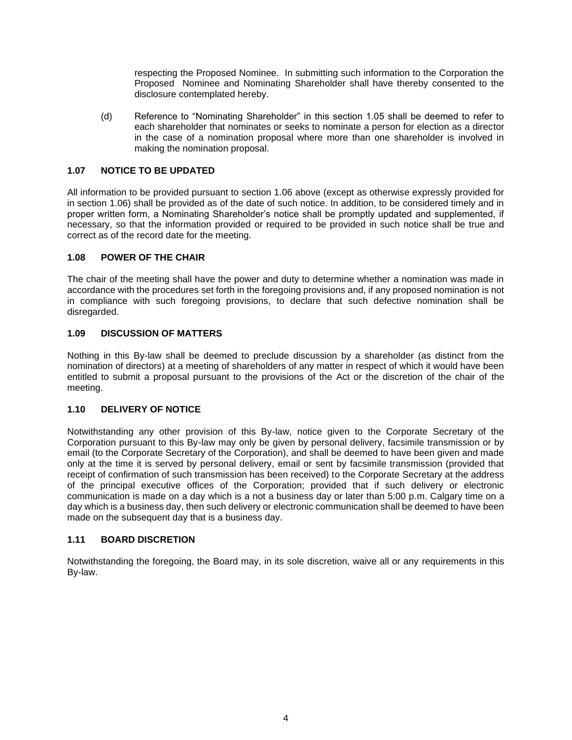respecting the Proposed Nominee. In submitting such information to the Corporation the Proposed Nominee and Nominating Shareholder shall have thereby consented to the disclosure contemplated hereby.

(d) Reference to "Nominating Shareholder" in this section 1.05 shall be deemed to refer to each shareholder that nominates or seeks to nominate a person for election as a director in the case of a nomination proposal where more than one shareholder is involved in making the nomination proposal.

### 1.07 NOTICE TO BE UPDATED

All information to be provided pursuant to section 1.06 above (except as otherwise expressly provided for in section 1.06) shall be provided as of the date of such notice. In addition, to be considered timely and in proper written form, a Nominating Shareholder's notice shall be promptly updated and supplemented, if necessary, so that the information provided or required to be provided in such notice shall be true and correct as of the record date for the meeting.

### 1.08 POWER OF THE CHAIR

The chair of the meeting shall have the power and duty to determine whether a nomination was made in accordance with the procedures set forth in the foregoing provisions and, if any proposed nomination is not in compliance with such foregoing provisions, to declare that such defective nomination shall be disregarded.

### 1.09 DISCUSSION OF MATTERS

Nothing in this By-law shall be deemed to preclude discussion by a shareholder (as distinct from the nomination of directors) at a meeting of shareholders of any matter in respect of which it would have been entitled to submit a proposal pursuant to the provisions of the Act or the discretion of the chair of the meeting.

### 1.10 DELIVERY OF NOTICE

Notwithstanding any other provision of this By-law, notice given to the Corporate Secretary of the Corporation pursuant to this By-law may only be given by personal delivery, facsimile transmission or by email (to the Corporate Secretary of the Corporation), and shall be deemed to have been given and made only at the time it is served by personal delivery, email or sent by facsimile transmission (provided that receipt of confirmation of such transmission has been received) to the Corporate Secretary at the address of the principal executive offices of the Corporation; provided that if such delivery or electronic communication is made on a day which is a not a business day or later than 5:00 p.m. Calgary time on a day which is a business day, then such delivery or electronic communication shall be deemed to have been made on the subsequent day that is a business day.

### 1.11 BOARD DISCRETION

Notwithstanding the foregoing, the Board may, in its sole discretion, waive all or any requirements in this By-law.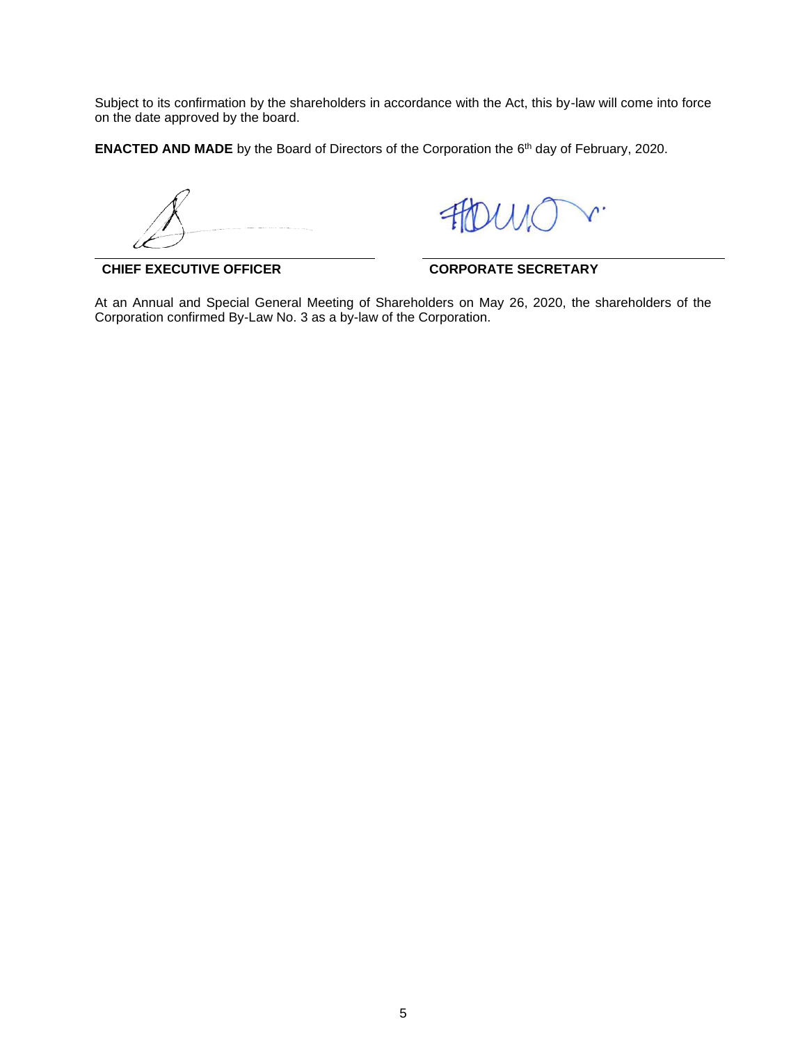Subject to its confirmation by the shareholders in accordance with the Act, this by-law will come into force on the date approved by the board.

**ENACTED AND MADE** by the Board of Directors of the Corporation the 6th day of February, 2020.

| | |
|---|---|
| **CHIEF EXECUTIVE OFFICER** | **CORPORATE SECRETARY** |

At an Annual and Special General Meeting of Shareholders on May 26, 2020, the shareholders of the Corporation confirmed By-Law No. 3 as a by-law of the Corporation.